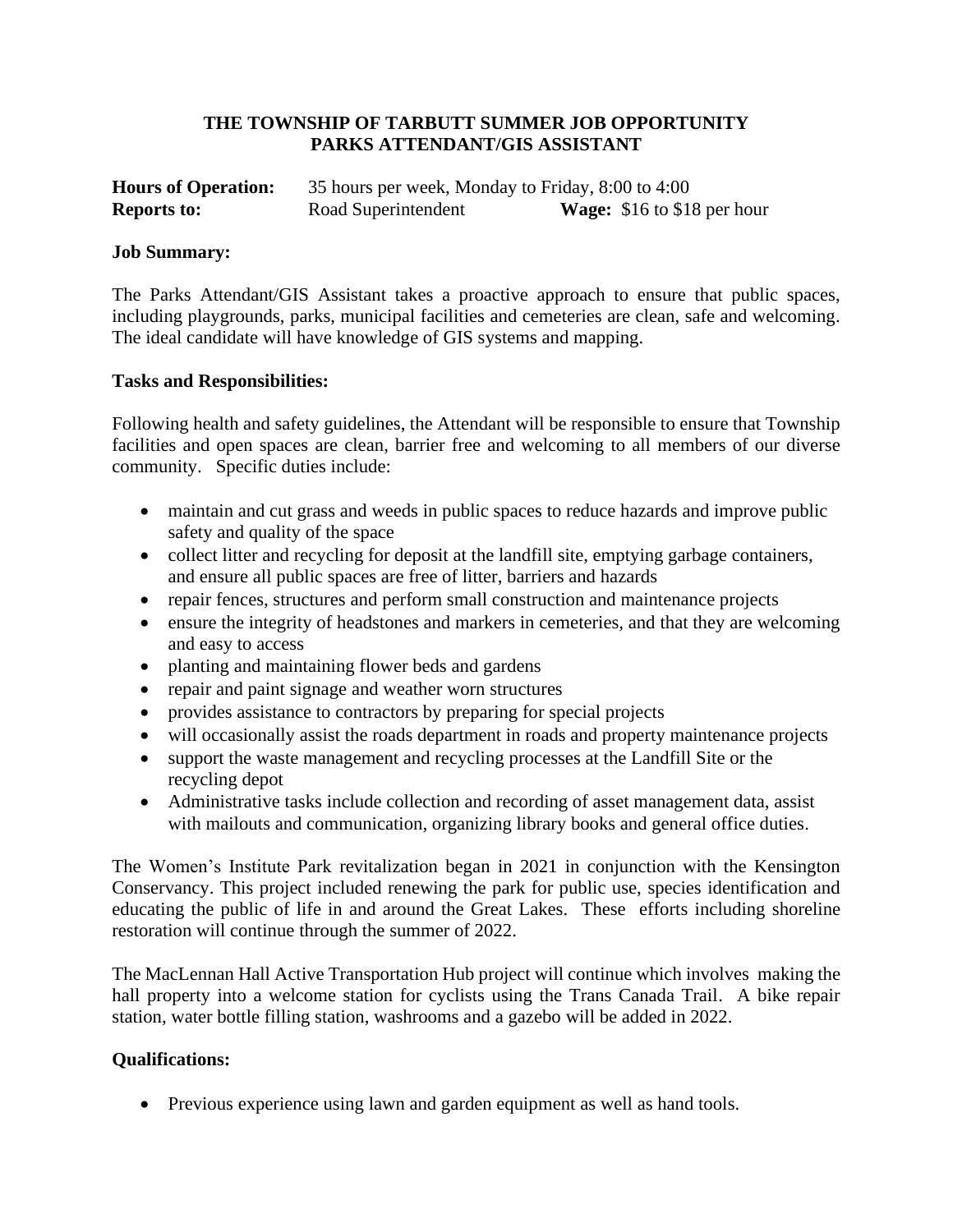# THE TOWNSHIP OF TARBUTT SUMMER JOB OPPORTUNITY
# PARKS ATTENDANT/GIS ASSISTANT

**Hours of Operation:** 35 hours per week, Monday to Friday, 8:00 to 4:00
**Reports to:** Road Superintendent **Wage:** $16 to $18 per hour

**Job Summary:**

The Parks Attendant/GIS Assistant takes a proactive approach to ensure that public spaces, including playgrounds, parks, municipal facilities and cemeteries are clean, safe and welcoming. The ideal candidate will have knowledge of GIS systems and mapping.

**Tasks and Responsibilities:**

Following health and safety guidelines, the Attendant will be responsible to ensure that Township facilities and open spaces are clean, barrier free and welcoming to all members of our diverse community. Specific duties include:

- maintain and cut grass and weeds in public spaces to reduce hazards and improve public safety and quality of the space
- collect litter and recycling for deposit at the landfill site, emptying garbage containers, and ensure all public spaces are free of litter, barriers and hazards
- repair fences, structures and perform small construction and maintenance projects
- ensure the integrity of headstones and markers in cemeteries, and that they are welcoming and easy to access
- planting and maintaining flower beds and gardens
- repair and paint signage and weather worn structures
- provides assistance to contractors by preparing for special projects
- will occasionally assist the roads department in roads and property maintenance projects
- support the waste management and recycling processes at the Landfill Site or the recycling depot
- Administrative tasks include collection and recording of asset management data, assist with mailouts and communication, organizing library books and general office duties.

The Women's Institute Park revitalization began in 2021 in conjunction with the Kensington Conservancy. This project included renewing the park for public use, species identification and educating the public of life in and around the Great Lakes. These efforts including shoreline restoration will continue through the summer of 2022.

The MacLennan Hall Active Transportation Hub project will continue which involves making the hall property into a welcome station for cyclists using the Trans Canada Trail. A bike repair station, water bottle filling station, washrooms and a gazebo will be added in 2022.

**Qualifications:**

- Previous experience using lawn and garden equipment as well as hand tools.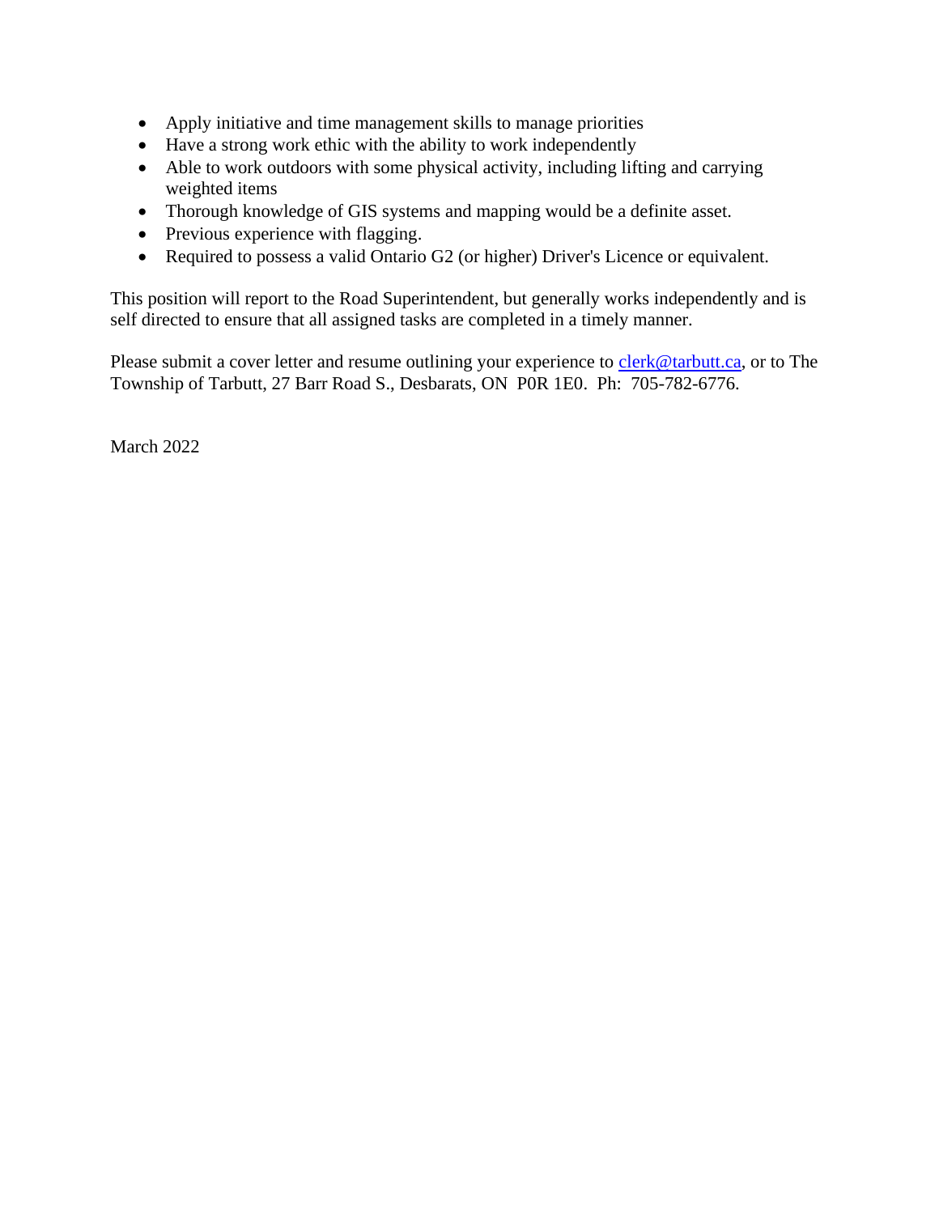- Apply initiative and time management skills to manage priorities
- Have a strong work ethic with the ability to work independently
- Able to work outdoors with some physical activity, including lifting and carrying weighted items
- Thorough knowledge of GIS systems and mapping would be a definite asset.
- Previous experience with flagging.
- Required to possess a valid Ontario G2 (or higher) Driver's Licence or equivalent.

This position will report to the Road Superintendent, but generally works independently and is self directed to ensure that all assigned tasks are completed in a timely manner.

Please submit a cover letter and resume outlining your experience to clerk@tarbutt.ca, or to The Township of Tarbutt, 27 Barr Road S., Desbarats, ON P0R 1E0. Ph: 705-782-6776.

March 2022